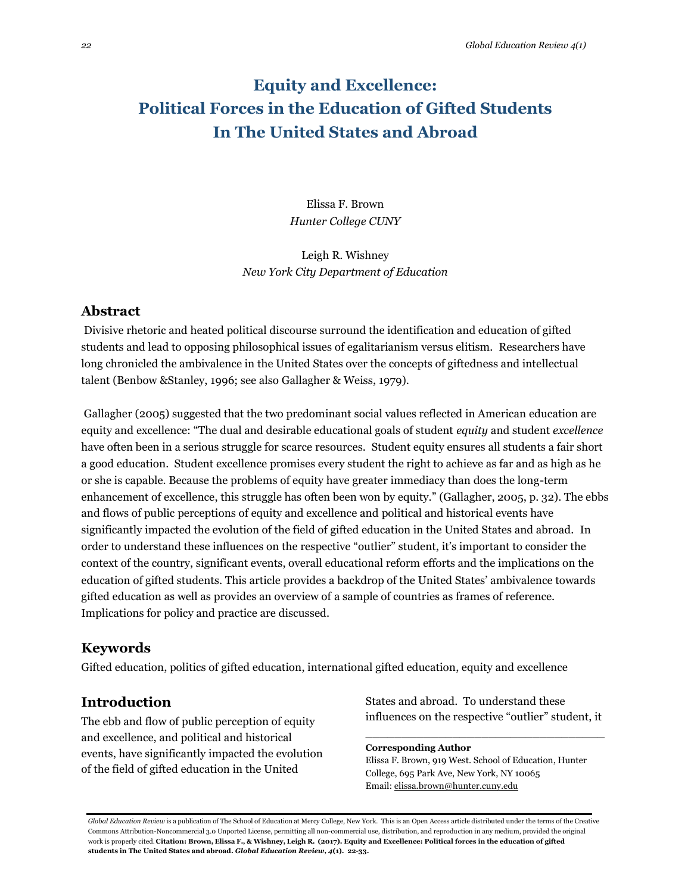# Equity and Excellence: Political Forces in the Education of Gifted Students In The United States and Abroad

Elissa F. Brown
*Hunter College CUNY*

Leigh R. Wishney
*New York City Department of Education*

## Abstract

Divisive rhetoric and heated political discourse surround the identification and education of gifted students and lead to opposing philosophical issues of egalitarianism versus elitism. Researchers have long chronicled the ambivalence in the United States over the concepts of giftedness and intellectual talent (Benbow &Stanley, 1996; see also Gallagher & Weiss, 1979).

Gallagher (2005) suggested that the two predominant social values reflected in American education are equity and excellence: "The dual and desirable educational goals of student *equity* and student *excellence* have often been in a serious struggle for scarce resources. Student equity ensures all students a fair short a good education. Student excellence promises every student the right to achieve as far and as high as he or she is capable. Because the problems of equity have greater immediacy than does the long-term enhancement of excellence, this struggle has often been won by equity." (Gallagher, 2005, p. 32). The ebbs and flows of public perceptions of equity and excellence and political and historical events have significantly impacted the evolution of the field of gifted education in the United States and abroad. In order to understand these influences on the respective "outlier" student, it's important to consider the context of the country, significant events, overall educational reform efforts and the implications on the education of gifted students. This article provides a backdrop of the United States' ambivalence towards gifted education as well as provides an overview of a sample of countries as frames of reference. Implications for policy and practice are discussed.

## Keywords

Gifted education, politics of gifted education, international gifted education, equity and excellence

## Introduction

The ebb and flow of public perception of equity and excellence, and political and historical events, have significantly impacted the evolution of the field of gifted education in the United States and abroad. To understand these influences on the respective "outlier" student, it

**Corresponding Author**
Elissa F. Brown, 919 West. School of Education, Hunter College, 695 Park Ave, New York, NY 10065
Email: elissa.brown@hunter.cuny.edu

*Global Education Review* is a publication of The School of Education at Mercy College, New York. This is an Open Access article distributed under the terms of the Creative Commons Attribution-Noncommercial 3.0 Unported License, permitting all non-commercial use, distribution, and reproduction in any medium, provided the original work is properly cited. **Citation: Brown, Elissa F., & Wishney, Leigh R. (2017). Equity and Excellence: Political forces in the education of gifted students in The United States and abroad. *Global Education Review*, *4*(1). 22-33.**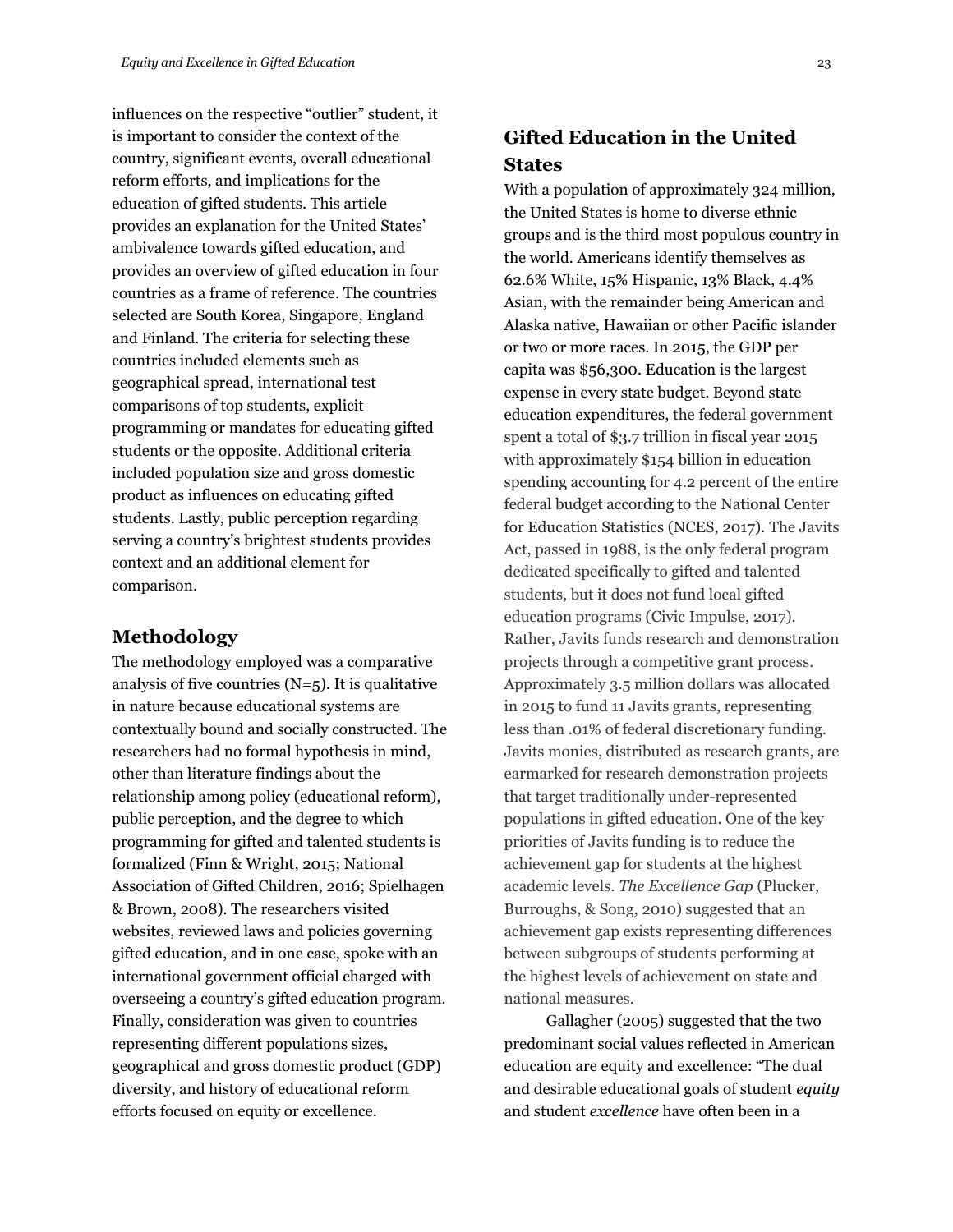influences on the respective "outlier" student, it is important to consider the context of the country, significant events, overall educational reform efforts, and implications for the education of gifted students. This article provides an explanation for the United States' ambivalence towards gifted education, and provides an overview of gifted education in four countries as a frame of reference. The countries selected are South Korea, Singapore, England and Finland. The criteria for selecting these countries included elements such as geographical spread, international test comparisons of top students, explicit programming or mandates for educating gifted students or the opposite. Additional criteria included population size and gross domestic product as influences on educating gifted students. Lastly, public perception regarding serving a country's brightest students provides context and an additional element for comparison.

## Methodology

The methodology employed was a comparative analysis of five countries (N=5). It is qualitative in nature because educational systems are contextually bound and socially constructed. The researchers had no formal hypothesis in mind, other than literature findings about the relationship among policy (educational reform), public perception, and the degree to which programming for gifted and talented students is formalized (Finn & Wright, 2015; National Association of Gifted Children, 2016; Spielhagen & Brown, 2008). The researchers visited websites, reviewed laws and policies governing gifted education, and in one case, spoke with an international government official charged with overseeing a country's gifted education program. Finally, consideration was given to countries representing different populations sizes, geographical and gross domestic product (GDP) diversity, and history of educational reform efforts focused on equity or excellence.

## Gifted Education in the United States

With a population of approximately 324 million, the United States is home to diverse ethnic groups and is the third most populous country in the world. Americans identify themselves as 62.6% White, 15% Hispanic, 13% Black, 4.4% Asian, with the remainder being American and Alaska native, Hawaiian or other Pacific islander or two or more races. In 2015, the GDP per capita was $56,300. Education is the largest expense in every state budget. Beyond state education expenditures, the federal government spent a total of $3.7 trillion in fiscal year 2015 with approximately $154 billion in education spending accounting for 4.2 percent of the entire federal budget according to the National Center for Education Statistics (NCES, 2017). The Javits Act, passed in 1988, is the only federal program dedicated specifically to gifted and talented students, but it does not fund local gifted education programs (Civic Impulse, 2017). Rather, Javits funds research and demonstration projects through a competitive grant process. Approximately 3.5 million dollars was allocated in 2015 to fund 11 Javits grants, representing less than .01% of federal discretionary funding. Javits monies, distributed as research grants, are earmarked for research demonstration projects that target traditionally under-represented populations in gifted education. One of the key priorities of Javits funding is to reduce the achievement gap for students at the highest academic levels. *The Excellence Gap* (Plucker, Burroughs, & Song, 2010) suggested that an achievement gap exists representing differences between subgroups of students performing at the highest levels of achievement on state and national measures.

Gallagher (2005) suggested that the two predominant social values reflected in American education are equity and excellence: "The dual and desirable educational goals of student *equity* and student *excellence* have often been in a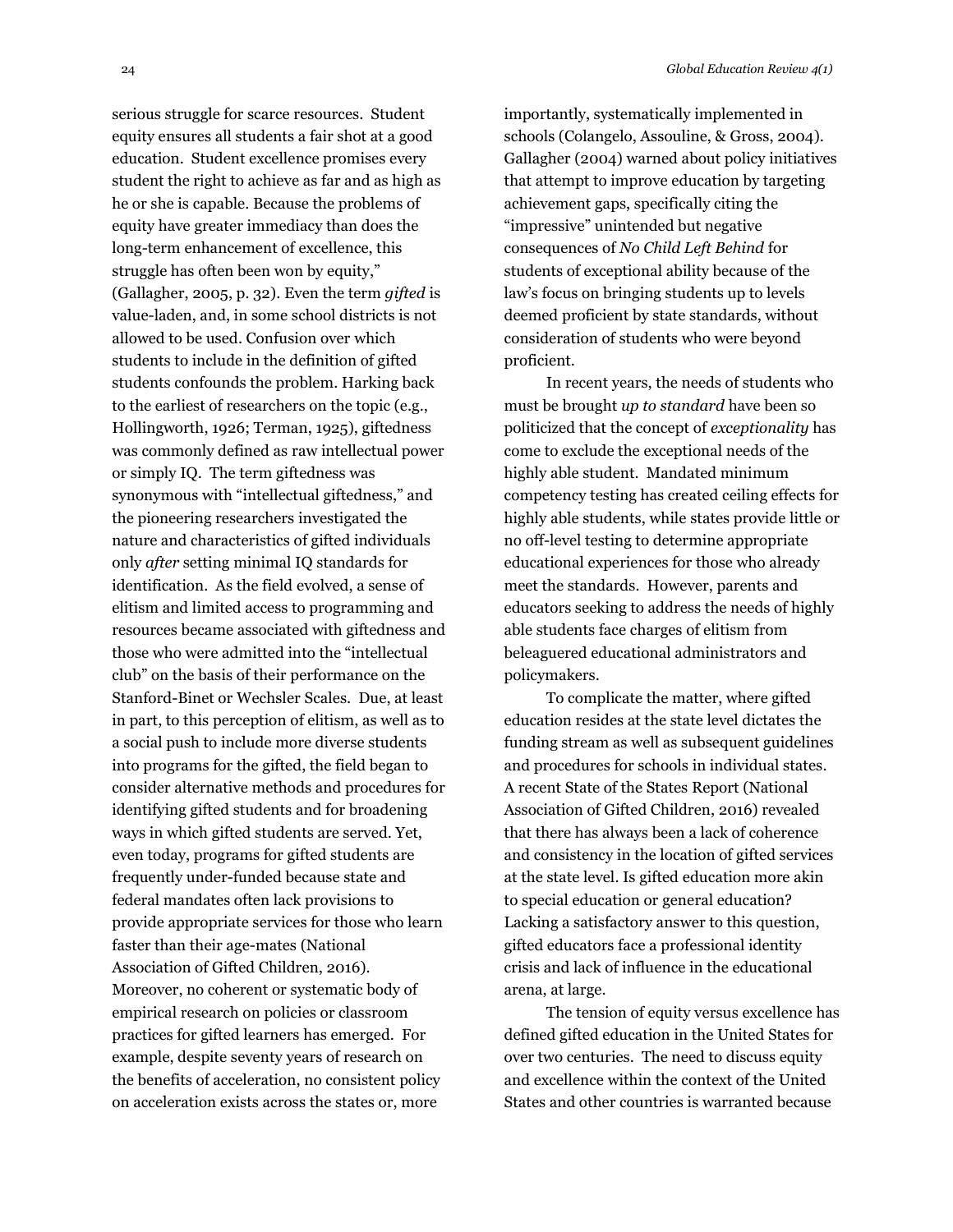serious struggle for scarce resources. Student equity ensures all students a fair shot at a good education. Student excellence promises every student the right to achieve as far and as high as he or she is capable. Because the problems of equity have greater immediacy than does the long-term enhancement of excellence, this struggle has often been won by equity," (Gallagher, 2005, p. 32). Even the term *gifted* is value-laden, and, in some school districts is not allowed to be used. Confusion over which students to include in the definition of gifted students confounds the problem. Harking back to the earliest of researchers on the topic (e.g., Hollingworth, 1926; Terman, 1925), giftedness was commonly defined as raw intellectual power or simply IQ. The term giftedness was synonymous with "intellectual giftedness," and the pioneering researchers investigated the nature and characteristics of gifted individuals only *after* setting minimal IQ standards for identification. As the field evolved, a sense of elitism and limited access to programming and resources became associated with giftedness and those who were admitted into the "intellectual club" on the basis of their performance on the Stanford-Binet or Wechsler Scales. Due, at least in part, to this perception of elitism, as well as to a social push to include more diverse students into programs for the gifted, the field began to consider alternative methods and procedures for identifying gifted students and for broadening ways in which gifted students are served. Yet, even today, programs for gifted students are frequently under-funded because state and federal mandates often lack provisions to provide appropriate services for those who learn faster than their age-mates (National Association of Gifted Children, 2016). Moreover, no coherent or systematic body of empirical research on policies or classroom practices for gifted learners has emerged. For example, despite seventy years of research on the benefits of acceleration, no consistent policy on acceleration exists across the states or, more importantly, systematically implemented in schools (Colangelo, Assouline, & Gross, 2004). Gallagher (2004) warned about policy initiatives that attempt to improve education by targeting achievement gaps, specifically citing the "impressive" unintended but negative consequences of *No Child Left Behind* for students of exceptional ability because of the law's focus on bringing students up to levels deemed proficient by state standards, without consideration of students who were beyond proficient.

In recent years, the needs of students who must be brought *up to standard* have been so politicized that the concept of *exceptionality* has come to exclude the exceptional needs of the highly able student. Mandated minimum competency testing has created ceiling effects for highly able students, while states provide little or no off-level testing to determine appropriate educational experiences for those who already meet the standards. However, parents and educators seeking to address the needs of highly able students face charges of elitism from beleaguered educational administrators and policymakers.

To complicate the matter, where gifted education resides at the state level dictates the funding stream as well as subsequent guidelines and procedures for schools in individual states. A recent State of the States Report (National Association of Gifted Children, 2016) revealed that there has always been a lack of coherence and consistency in the location of gifted services at the state level. Is gifted education more akin to special education or general education? Lacking a satisfactory answer to this question, gifted educators face a professional identity crisis and lack of influence in the educational arena, at large.

The tension of equity versus excellence has defined gifted education in the United States for over two centuries. The need to discuss equity and excellence within the context of the United States and other countries is warranted because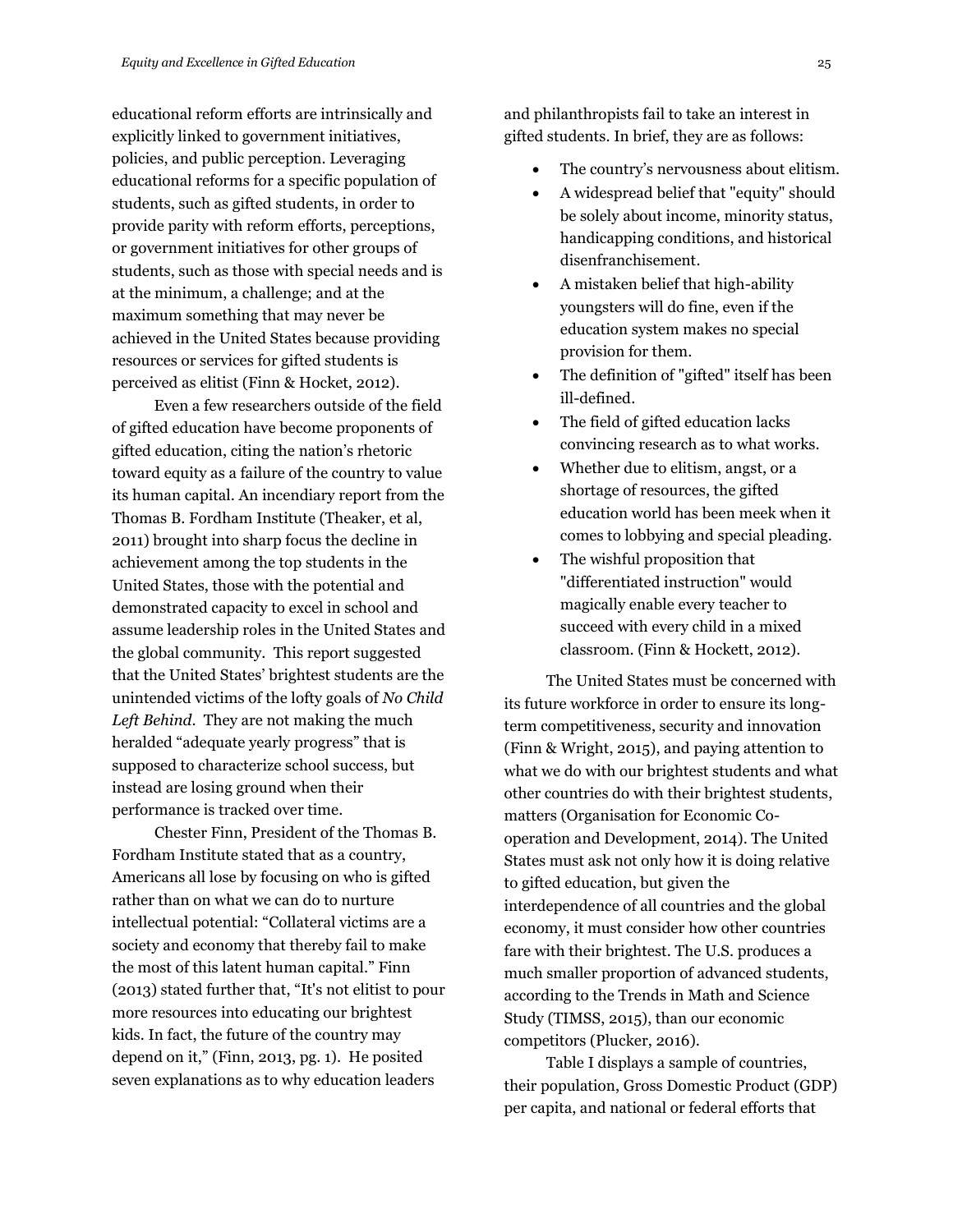educational reform efforts are intrinsically and explicitly linked to government initiatives, policies, and public perception. Leveraging educational reforms for a specific population of students, such as gifted students, in order to provide parity with reform efforts, perceptions, or government initiatives for other groups of students, such as those with special needs and is at the minimum, a challenge; and at the maximum something that may never be achieved in the United States because providing resources or services for gifted students is perceived as elitist (Finn & Hocket, 2012).

Even a few researchers outside of the field of gifted education have become proponents of gifted education, citing the nation's rhetoric toward equity as a failure of the country to value its human capital. An incendiary report from the Thomas B. Fordham Institute (Theaker, et al, 2011) brought into sharp focus the decline in achievement among the top students in the United States, those with the potential and demonstrated capacity to excel in school and assume leadership roles in the United States and the global community. This report suggested that the United States' brightest students are the unintended victims of the lofty goals of *No Child Left Behind*. They are not making the much heralded "adequate yearly progress" that is supposed to characterize school success, but instead are losing ground when their performance is tracked over time.

Chester Finn, President of the Thomas B. Fordham Institute stated that as a country, Americans all lose by focusing on who is gifted rather than on what we can do to nurture intellectual potential: "Collateral victims are a society and economy that thereby fail to make the most of this latent human capital." Finn (2013) stated further that, "It's not elitist to pour more resources into educating our brightest kids. In fact, the future of the country may depend on it," (Finn, 2013, pg. 1). He posited seven explanations as to why education leaders and philanthropists fail to take an interest in gifted students. In brief, they are as follows:

- The country's nervousness about elitism.
- A widespread belief that "equity" should be solely about income, minority status, handicapping conditions, and historical disenfranchisement.
- A mistaken belief that high-ability youngsters will do fine, even if the education system makes no special provision for them.
- The definition of "gifted" itself has been ill-defined.
- The field of gifted education lacks convincing research as to what works.
- Whether due to elitism, angst, or a shortage of resources, the gifted education world has been meek when it comes to lobbying and special pleading.
- The wishful proposition that "differentiated instruction" would magically enable every teacher to succeed with every child in a mixed classroom. (Finn & Hockett, 2012).

The United States must be concerned with its future workforce in order to ensure its long-term competitiveness, security and innovation (Finn & Wright, 2015), and paying attention to what we do with our brightest students and what other countries do with their brightest students, matters (Organisation for Economic Co-operation and Development, 2014). The United States must ask not only how it is doing relative to gifted education, but given the interdependence of all countries and the global economy, it must consider how other countries fare with their brightest. The U.S. produces a much smaller proportion of advanced students, according to the Trends in Math and Science Study (TIMSS, 2015), than our economic competitors (Plucker, 2016).

Table I displays a sample of countries, their population, Gross Domestic Product (GDP) per capita, and national or federal efforts that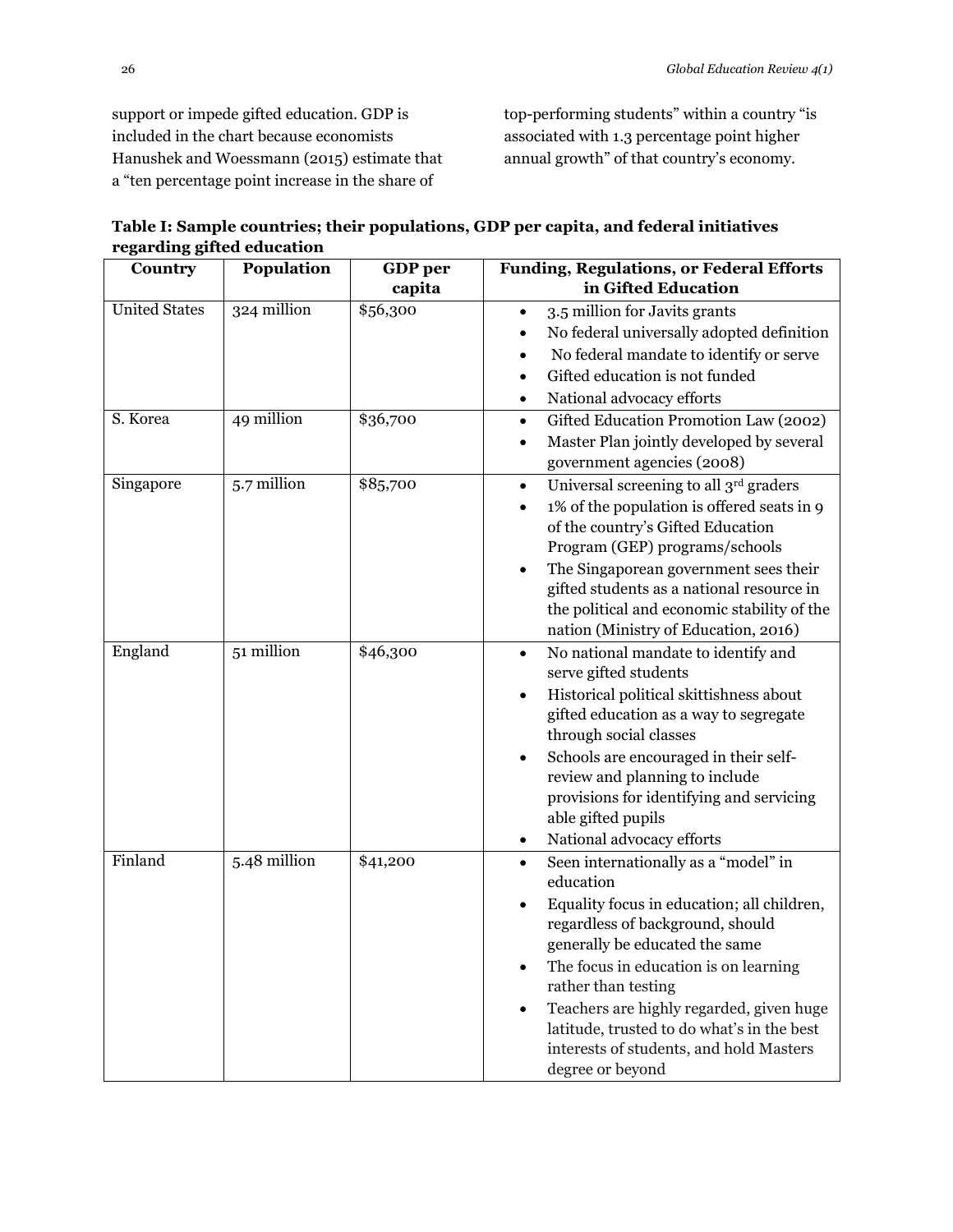support or impede gifted education. GDP is included in the chart because economists Hanushek and Woessmann (2015) estimate that a "ten percentage point increase in the share of top-performing students" within a country "is associated with 1.3 percentage point higher annual growth" of that country's economy.

**Table I: Sample countries; their populations, GDP per capita, and federal initiatives regarding gifted education**

| Country | Population | GDP per capita | Funding, Regulations, or Federal Efforts in Gifted Education |
|---|---|---|---|
| United States | 324 million | $56,300 | • 3.5 million for Javits grants<br>• No federal universally adopted definition<br>• No federal mandate to identify or serve<br>• Gifted education is not funded<br>• National advocacy efforts |
| S. Korea | 49 million | $36,700 | • Gifted Education Promotion Law (2002)<br>• Master Plan jointly developed by several government agencies (2008) |
| Singapore | 5.7 million | $85,700 | • Universal screening to all 3rd graders<br>• 1% of the population is offered seats in 9 of the country's Gifted Education Program (GEP) programs/schools<br>• The Singaporean government sees their gifted students as a national resource in the political and economic stability of the nation (Ministry of Education, 2016) |
| England | 51 million | $46,300 | • No national mandate to identify and serve gifted students<br>• Historical political skittishness about gifted education as a way to segregate through social classes<br>• Schools are encouraged in their self-review and planning to include provisions for identifying and servicing able gifted pupils<br>• National advocacy efforts |
| Finland | 5.48 million | $41,200 | • Seen internationally as a "model" in education<br>• Equality focus in education; all children, regardless of background, should generally be educated the same<br>• The focus in education is on learning rather than testing<br>• Teachers are highly regarded, given huge latitude, trusted to do what's in the best interests of students, and hold Masters degree or beyond |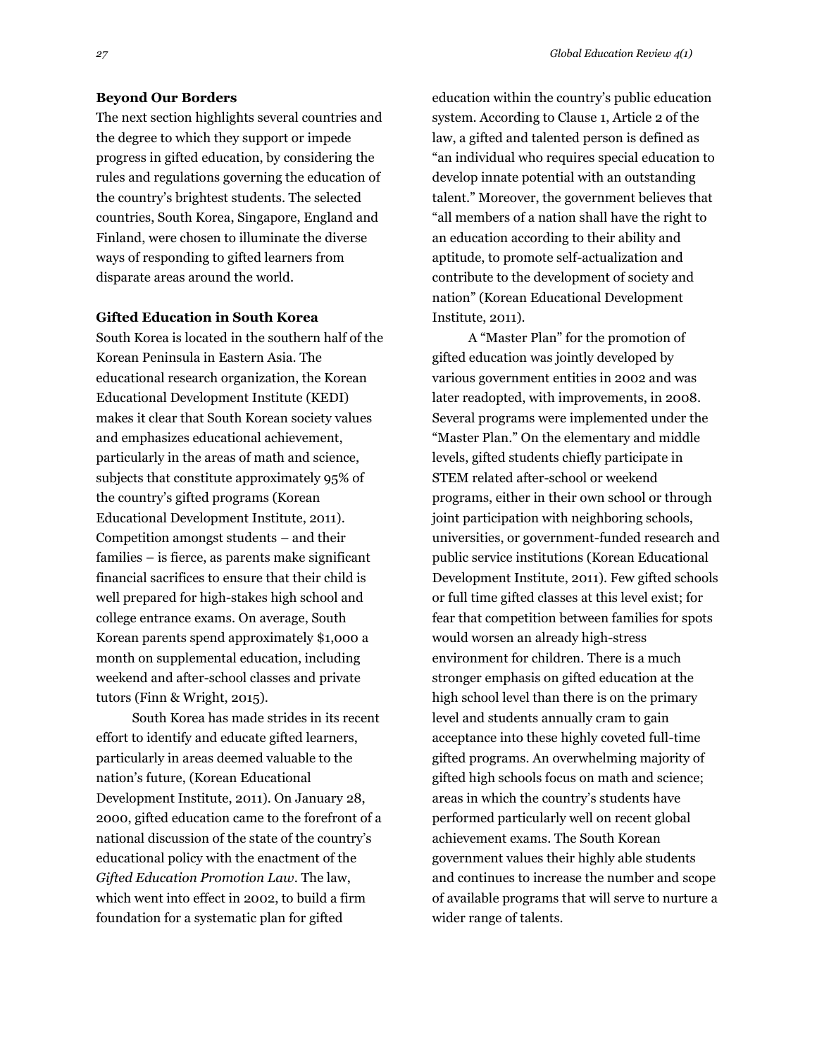**Beyond Our Borders**

The next section highlights several countries and the degree to which they support or impede progress in gifted education, by considering the rules and regulations governing the education of the country's brightest students. The selected countries, South Korea, Singapore, England and Finland, were chosen to illuminate the diverse ways of responding to gifted learners from disparate areas around the world.

**Gifted Education in South Korea**

South Korea is located in the southern half of the Korean Peninsula in Eastern Asia. The educational research organization, the Korean Educational Development Institute (KEDI) makes it clear that South Korean society values and emphasizes educational achievement, particularly in the areas of math and science, subjects that constitute approximately 95% of the country's gifted programs (Korean Educational Development Institute, 2011). Competition amongst students – and their families – is fierce, as parents make significant financial sacrifices to ensure that their child is well prepared for high-stakes high school and college entrance exams. On average, South Korean parents spend approximately $1,000 a month on supplemental education, including weekend and after-school classes and private tutors (Finn & Wright, 2015).

South Korea has made strides in its recent effort to identify and educate gifted learners, particularly in areas deemed valuable to the nation's future, (Korean Educational Development Institute, 2011). On January 28, 2000, gifted education came to the forefront of a national discussion of the state of the country's educational policy with the enactment of the *Gifted Education Promotion Law*. The law, which went into effect in 2002, to build a firm foundation for a systematic plan for gifted education within the country's public education system. According to Clause 1, Article 2 of the law, a gifted and talented person is defined as "an individual who requires special education to develop innate potential with an outstanding talent." Moreover, the government believes that "all members of a nation shall have the right to an education according to their ability and aptitude, to promote self-actualization and contribute to the development of society and nation" (Korean Educational Development Institute, 2011).

A "Master Plan" for the promotion of gifted education was jointly developed by various government entities in 2002 and was later readopted, with improvements, in 2008. Several programs were implemented under the "Master Plan." On the elementary and middle levels, gifted students chiefly participate in STEM related after-school or weekend programs, either in their own school or through joint participation with neighboring schools, universities, or government-funded research and public service institutions (Korean Educational Development Institute, 2011). Few gifted schools or full time gifted classes at this level exist; for fear that competition between families for spots would worsen an already high-stress environment for children. There is a much stronger emphasis on gifted education at the high school level than there is on the primary level and students annually cram to gain acceptance into these highly coveted full-time gifted programs. An overwhelming majority of gifted high schools focus on math and science; areas in which the country's students have performed particularly well on recent global achievement exams. The South Korean government values their highly able students and continues to increase the number and scope of available programs that will serve to nurture a wider range of talents.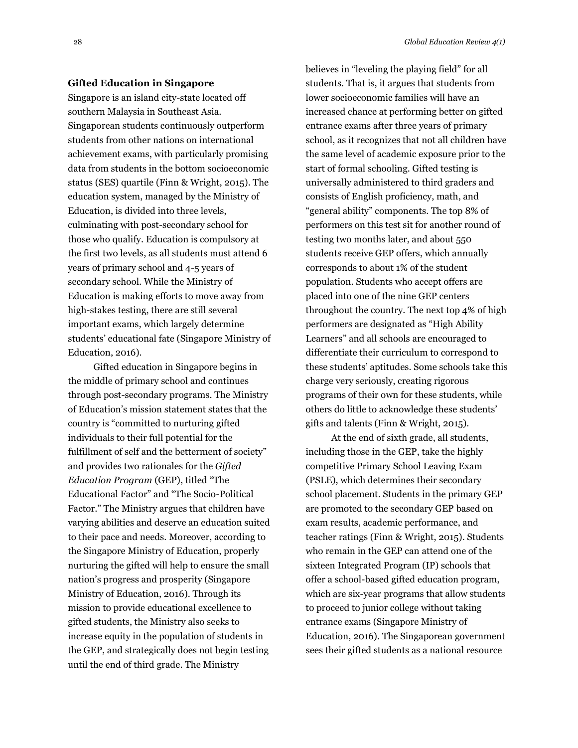**Gifted Education in Singapore**

Singapore is an island city-state located off southern Malaysia in Southeast Asia. Singaporean students continuously outperform students from other nations on international achievement exams, with particularly promising data from students in the bottom socioeconomic status (SES) quartile (Finn & Wright, 2015). The education system, managed by the Ministry of Education, is divided into three levels, culminating with post-secondary school for those who qualify. Education is compulsory at the first two levels, as all students must attend 6 years of primary school and 4-5 years of secondary school. While the Ministry of Education is making efforts to move away from high-stakes testing, there are still several important exams, which largely determine students' educational fate (Singapore Ministry of Education, 2016).

Gifted education in Singapore begins in the middle of primary school and continues through post-secondary programs. The Ministry of Education's mission statement states that the country is "committed to nurturing gifted individuals to their full potential for the fulfillment of self and the betterment of society" and provides two rationales for the *Gifted Education Program* (GEP), titled "The Educational Factor" and "The Socio-Political Factor." The Ministry argues that children have varying abilities and deserve an education suited to their pace and needs. Moreover, according to the Singapore Ministry of Education, properly nurturing the gifted will help to ensure the small nation's progress and prosperity (Singapore Ministry of Education, 2016). Through its mission to provide educational excellence to gifted students, the Ministry also seeks to increase equity in the population of students in the GEP, and strategically does not begin testing until the end of third grade. The Ministry believes in "leveling the playing field" for all students. That is, it argues that students from lower socioeconomic families will have an increased chance at performing better on gifted entrance exams after three years of primary school, as it recognizes that not all children have the same level of academic exposure prior to the start of formal schooling. Gifted testing is universally administered to third graders and consists of English proficiency, math, and "general ability" components. The top 8% of performers on this test sit for another round of testing two months later, and about 550 students receive GEP offers, which annually corresponds to about 1% of the student population. Students who accept offers are placed into one of the nine GEP centers throughout the country. The next top 4% of high performers are designated as "High Ability Learners" and all schools are encouraged to differentiate their curriculum to correspond to these students' aptitudes. Some schools take this charge very seriously, creating rigorous programs of their own for these students, while others do little to acknowledge these students' gifts and talents (Finn & Wright, 2015).

At the end of sixth grade, all students, including those in the GEP, take the highly competitive Primary School Leaving Exam (PSLE), which determines their secondary school placement. Students in the primary GEP are promoted to the secondary GEP based on exam results, academic performance, and teacher ratings (Finn & Wright, 2015). Students who remain in the GEP can attend one of the sixteen Integrated Program (IP) schools that offer a school-based gifted education program, which are six-year programs that allow students to proceed to junior college without taking entrance exams (Singapore Ministry of Education, 2016). The Singaporean government sees their gifted students as a national resource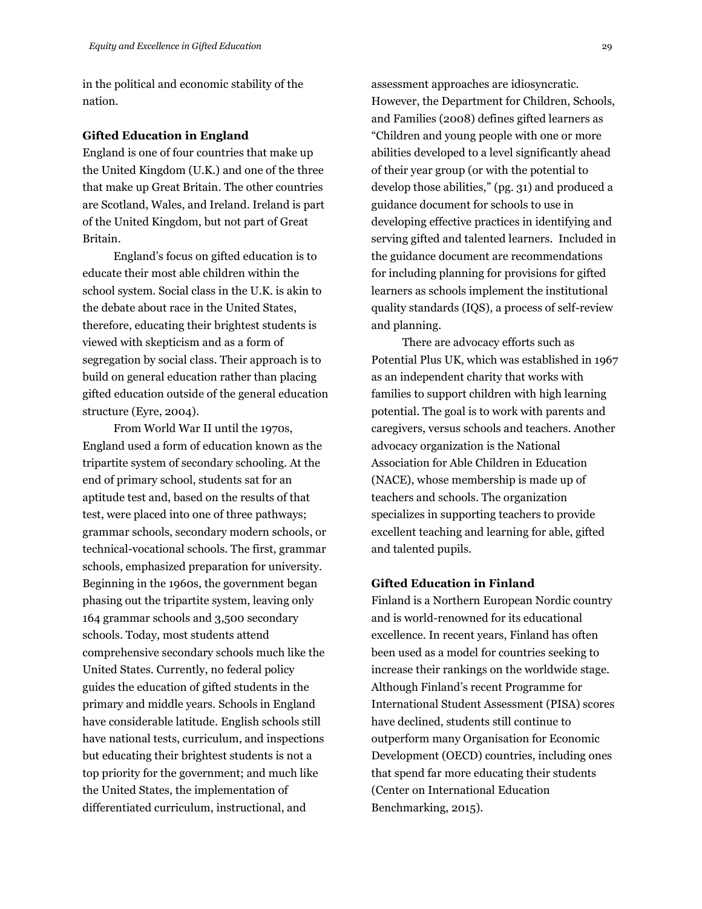in the political and economic stability of the nation.

**Gifted Education in England**

England is one of four countries that make up the United Kingdom (U.K.) and one of the three that make up Great Britain. The other countries are Scotland, Wales, and Ireland. Ireland is part of the United Kingdom, but not part of Great Britain.

England's focus on gifted education is to educate their most able children within the school system. Social class in the U.K. is akin to the debate about race in the United States, therefore, educating their brightest students is viewed with skepticism and as a form of segregation by social class. Their approach is to build on general education rather than placing gifted education outside of the general education structure (Eyre, 2004).

From World War II until the 1970s, England used a form of education known as the tripartite system of secondary schooling. At the end of primary school, students sat for an aptitude test and, based on the results of that test, were placed into one of three pathways; grammar schools, secondary modern schools, or technical-vocational schools. The first, grammar schools, emphasized preparation for university. Beginning in the 1960s, the government began phasing out the tripartite system, leaving only 164 grammar schools and 3,500 secondary schools. Today, most students attend comprehensive secondary schools much like the United States. Currently, no federal policy guides the education of gifted students in the primary and middle years. Schools in England have considerable latitude. English schools still have national tests, curriculum, and inspections but educating their brightest students is not a top priority for the government; and much like the United States, the implementation of differentiated curriculum, instructional, and assessment approaches are idiosyncratic. However, the Department for Children, Schools, and Families (2008) defines gifted learners as "Children and young people with one or more abilities developed to a level significantly ahead of their year group (or with the potential to develop those abilities," (pg. 31) and produced a guidance document for schools to use in developing effective practices in identifying and serving gifted and talented learners. Included in the guidance document are recommendations for including planning for provisions for gifted learners as schools implement the institutional quality standards (IQS), a process of self-review and planning.

There are advocacy efforts such as Potential Plus UK, which was established in 1967 as an independent charity that works with families to support children with high learning potential. The goal is to work with parents and caregivers, versus schools and teachers. Another advocacy organization is the National Association for Able Children in Education (NACE), whose membership is made up of teachers and schools. The organization specializes in supporting teachers to provide excellent teaching and learning for able, gifted and talented pupils.

**Gifted Education in Finland**

Finland is a Northern European Nordic country and is world-renowned for its educational excellence. In recent years, Finland has often been used as a model for countries seeking to increase their rankings on the worldwide stage. Although Finland's recent Programme for International Student Assessment (PISA) scores have declined, students still continue to outperform many Organisation for Economic Development (OECD) countries, including ones that spend far more educating their students (Center on International Education Benchmarking, 2015).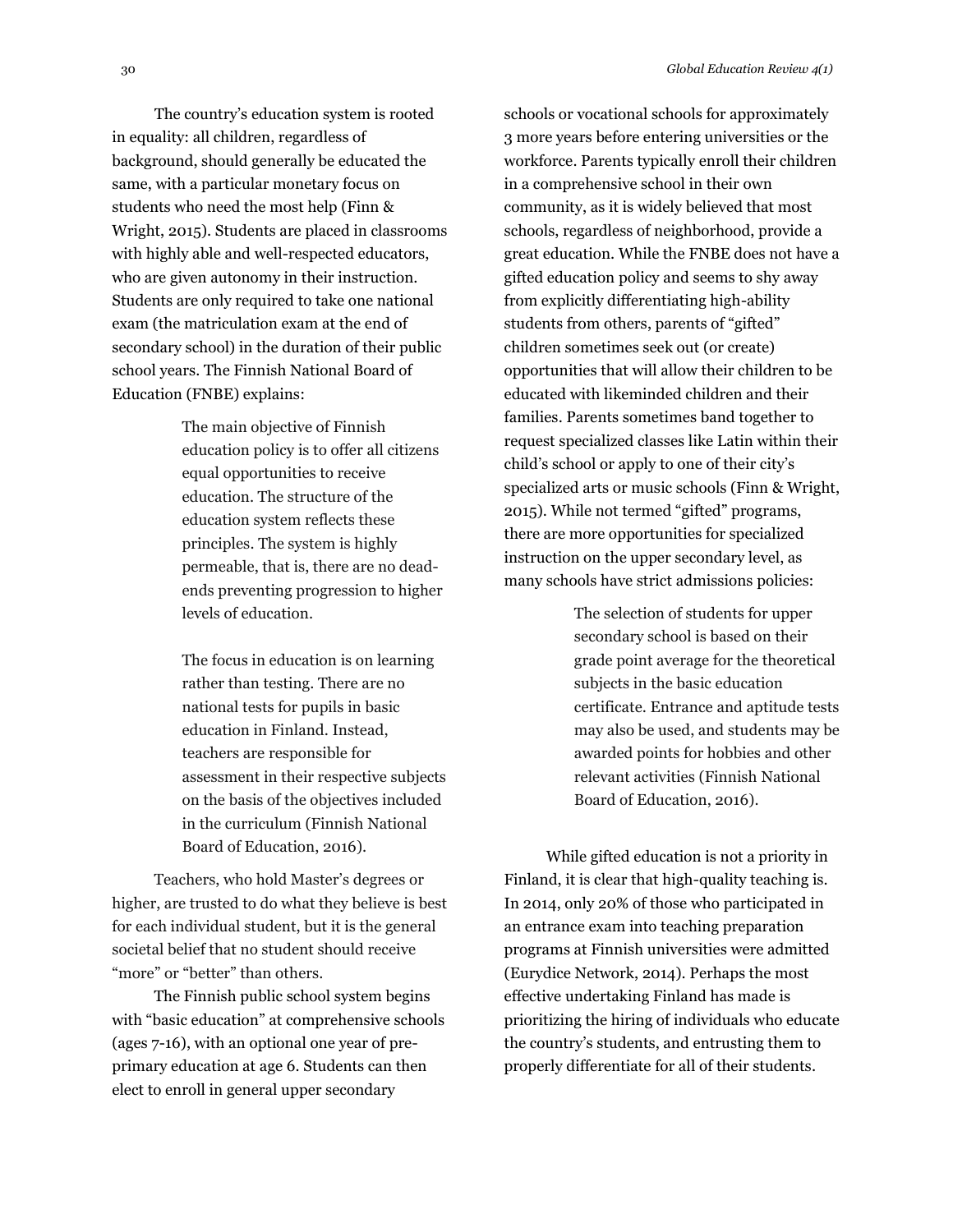The country's education system is rooted in equality: all children, regardless of background, should generally be educated the same, with a particular monetary focus on students who need the most help (Finn & Wright, 2015). Students are placed in classrooms with highly able and well-respected educators, who are given autonomy in their instruction. Students are only required to take one national exam (the matriculation exam at the end of secondary school) in the duration of their public school years. The Finnish National Board of Education (FNBE) explains:

> The main objective of Finnish education policy is to offer all citizens equal opportunities to receive education. The structure of the education system reflects these principles. The system is highly permeable, that is, there are no dead-ends preventing progression to higher levels of education.
>
> The focus in education is on learning rather than testing. There are no national tests for pupils in basic education in Finland. Instead, teachers are responsible for assessment in their respective subjects on the basis of the objectives included in the curriculum (Finnish National Board of Education, 2016).

Teachers, who hold Master's degrees or higher, are trusted to do what they believe is best for each individual student, but it is the general societal belief that no student should receive "more" or "better" than others.

The Finnish public school system begins with "basic education" at comprehensive schools (ages 7-16), with an optional one year of pre-primary education at age 6. Students can then elect to enroll in general upper secondary schools or vocational schools for approximately 3 more years before entering universities or the workforce. Parents typically enroll their children in a comprehensive school in their own community, as it is widely believed that most schools, regardless of neighborhood, provide a great education. While the FNBE does not have a gifted education policy and seems to shy away from explicitly differentiating high-ability students from others, parents of "gifted" children sometimes seek out (or create) opportunities that will allow their children to be educated with likeminded children and their families. Parents sometimes band together to request specialized classes like Latin within their child's school or apply to one of their city's specialized arts or music schools (Finn & Wright, 2015). While not termed "gifted" programs, there are more opportunities for specialized instruction on the upper secondary level, as many schools have strict admissions policies:

> The selection of students for upper secondary school is based on their grade point average for the theoretical subjects in the basic education certificate. Entrance and aptitude tests may also be used, and students may be awarded points for hobbies and other relevant activities (Finnish National Board of Education, 2016).

While gifted education is not a priority in Finland, it is clear that high-quality teaching is. In 2014, only 20% of those who participated in an entrance exam into teaching preparation programs at Finnish universities were admitted (Eurydice Network, 2014). Perhaps the most effective undertaking Finland has made is prioritizing the hiring of individuals who educate the country's students, and entrusting them to properly differentiate for all of their students.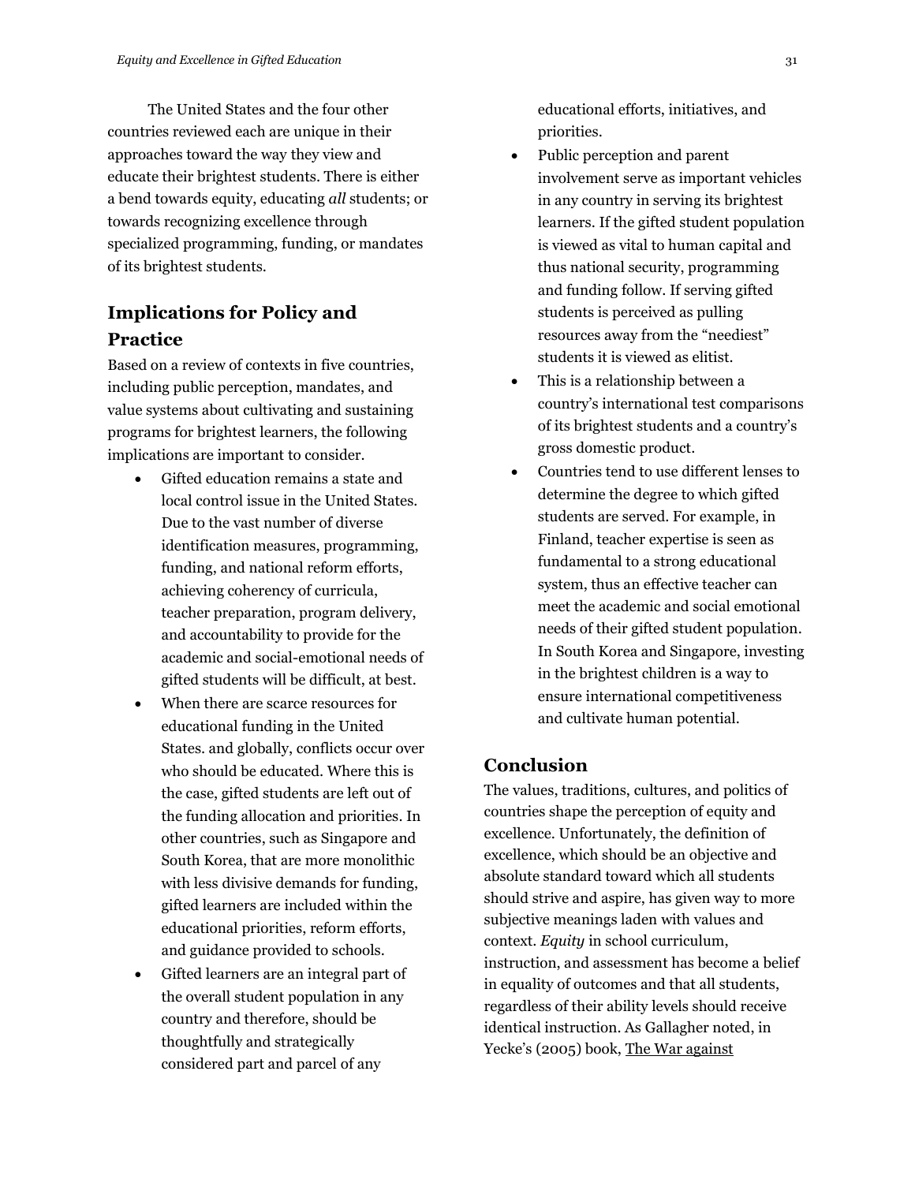The United States and the four other countries reviewed each are unique in their approaches toward the way they view and educate their brightest students. There is either a bend towards equity, educating *all* students; or towards recognizing excellence through specialized programming, funding, or mandates of its brightest students.

## Implications for Policy and Practice

Based on a review of contexts in five countries, including public perception, mandates, and value systems about cultivating and sustaining programs for brightest learners, the following implications are important to consider.

- Gifted education remains a state and local control issue in the United States. Due to the vast number of diverse identification measures, programming, funding, and national reform efforts, achieving coherency of curricula, teacher preparation, program delivery, and accountability to provide for the academic and social-emotional needs of gifted students will be difficult, at best.
- When there are scarce resources for educational funding in the United States. and globally, conflicts occur over who should be educated. Where this is the case, gifted students are left out of the funding allocation and priorities. In other countries, such as Singapore and South Korea, that are more monolithic with less divisive demands for funding, gifted learners are included within the educational priorities, reform efforts, and guidance provided to schools.
- Gifted learners are an integral part of the overall student population in any country and therefore, should be thoughtfully and strategically considered part and parcel of any educational efforts, initiatives, and priorities.
- Public perception and parent involvement serve as important vehicles in any country in serving its brightest learners. If the gifted student population is viewed as vital to human capital and thus national security, programming and funding follow. If serving gifted students is perceived as pulling resources away from the "neediest" students it is viewed as elitist.
- This is a relationship between a country's international test comparisons of its brightest students and a country's gross domestic product.
- Countries tend to use different lenses to determine the degree to which gifted students are served. For example, in Finland, teacher expertise is seen as fundamental to a strong educational system, thus an effective teacher can meet the academic and social emotional needs of their gifted student population. In South Korea and Singapore, investing in the brightest children is a way to ensure international competitiveness and cultivate human potential.

## Conclusion

The values, traditions, cultures, and politics of countries shape the perception of equity and excellence. Unfortunately, the definition of excellence, which should be an objective and absolute standard toward which all students should strive and aspire, has given way to more subjective meanings laden with values and context. *Equity* in school curriculum, instruction, and assessment has become a belief in equality of outcomes and that all students, regardless of their ability levels should receive identical instruction. As Gallagher noted, in Yecke's (2005) book, <u>The War against</u>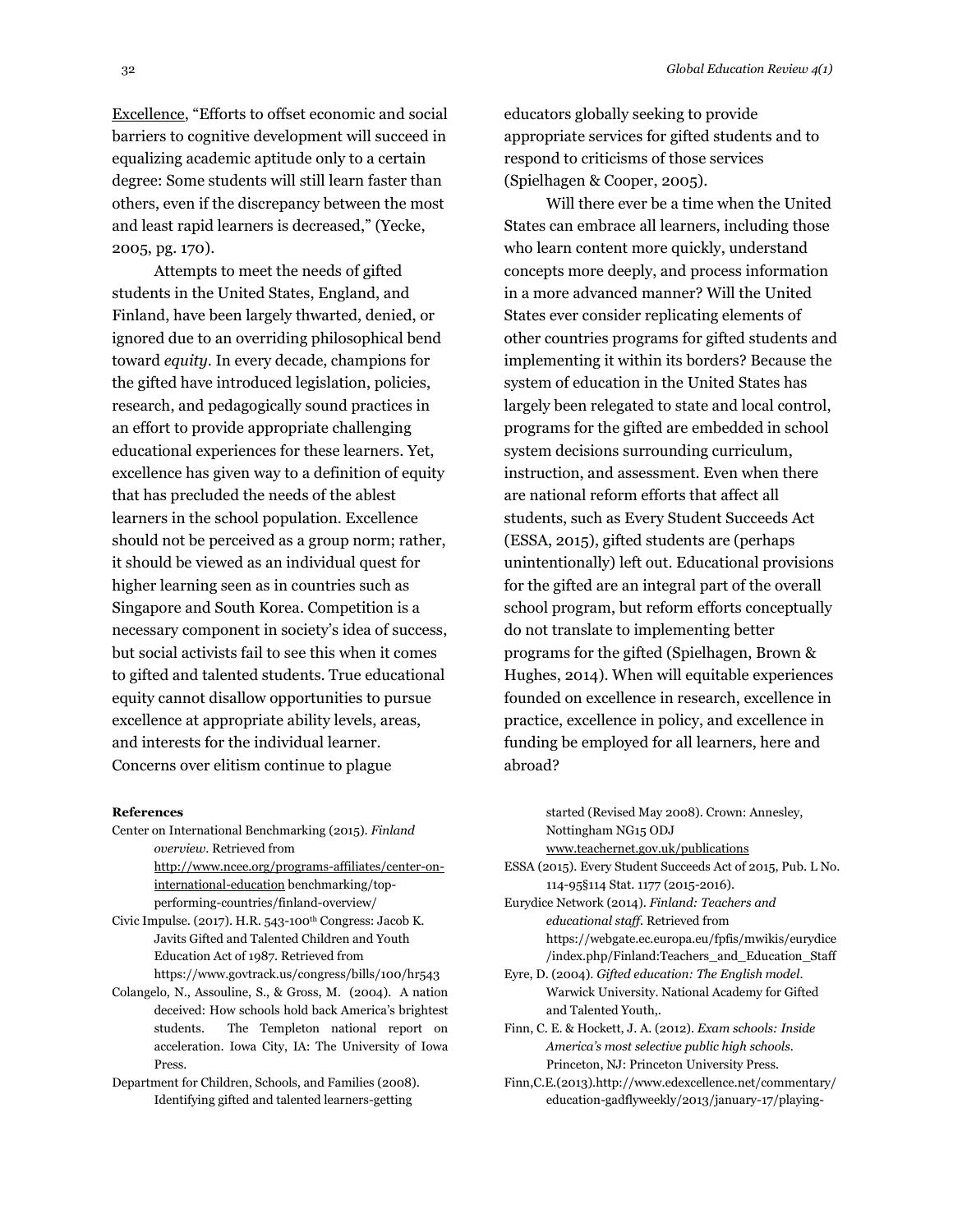Excellence, "Efforts to offset economic and social barriers to cognitive development will succeed in equalizing academic aptitude only to a certain degree: Some students will still learn faster than others, even if the discrepancy between the most and least rapid learners is decreased," (Yecke, 2005, pg. 170).

Attempts to meet the needs of gifted students in the United States, England, and Finland, have been largely thwarted, denied, or ignored due to an overriding philosophical bend toward *equity*. In every decade, champions for the gifted have introduced legislation, policies, research, and pedagogically sound practices in an effort to provide appropriate challenging educational experiences for these learners. Yet, excellence has given way to a definition of equity that has precluded the needs of the ablest learners in the school population. Excellence should not be perceived as a group norm; rather, it should be viewed as an individual quest for higher learning seen as in countries such as Singapore and South Korea. Competition is a necessary component in society's idea of success, but social activists fail to see this when it comes to gifted and talented students. True educational equity cannot disallow opportunities to pursue excellence at appropriate ability levels, areas, and interests for the individual learner. Concerns over elitism continue to plague educators globally seeking to provide appropriate services for gifted students and to respond to criticisms of those services (Spielhagen & Cooper, 2005).

Will there ever be a time when the United States can embrace all learners, including those who learn content more quickly, understand concepts more deeply, and process information in a more advanced manner? Will the United States ever consider replicating elements of other countries programs for gifted students and implementing it within its borders? Because the system of education in the United States has largely been relegated to state and local control, programs for the gifted are embedded in school system decisions surrounding curriculum, instruction, and assessment. Even when there are national reform efforts that affect all students, such as Every Student Succeeds Act (ESSA, 2015), gifted students are (perhaps unintentionally) left out. Educational provisions for the gifted are an integral part of the overall school program, but reform efforts conceptually do not translate to implementing better programs for the gifted (Spielhagen, Brown & Hughes, 2014). When will equitable experiences founded on excellence in research, excellence in practice, excellence in policy, and excellence in funding be employed for all learners, here and abroad?

**References**

Center on International Benchmarking (2015). *Finland overview*. Retrieved from http://www.ncee.org/programs-affiliates/center-on-international-education benchmarking/top-performing-countries/finland-overview/

Civic Impulse. (2017). H.R. 543-100th Congress: Jacob K. Javits Gifted and Talented Children and Youth Education Act of 1987. Retrieved from https://www.govtrack.us/congress/bills/100/hr543

Colangelo, N., Assouline, S., & Gross, M. (2004). A nation deceived: How schools hold back America's brightest students. The Templeton national report on acceleration. Iowa City, IA: The University of Iowa Press.

Department for Children, Schools, and Families (2008). Identifying gifted and talented learners-getting started (Revised May 2008). Crown: Annesley, Nottingham NG15 ODJ www.teachernet.gov.uk/publications

ESSA (2015). Every Student Succeeds Act of 2015, Pub. L No. 114-95§114 Stat. 1177 (2015-2016).

Eurydice Network (2014). *Finland: Teachers and educational staff*. Retrieved from https://webgate.ec.europa.eu/fpfis/mwikis/eurydice/index.php/Finland:Teachers_and_Education_Staff

Eyre, D. (2004). *Gifted education: The English model*. Warwick University. National Academy for Gifted and Talented Youth,.

Finn, C. E. & Hockett, J. A. (2012). *Exam schools: Inside America's most selective public high schools.* Princeton, NJ: Princeton University Press.

Finn,C.E.(2013).http://www.edexcellence.net/commentary/education-gadflyweekly/2013/january-17/playing-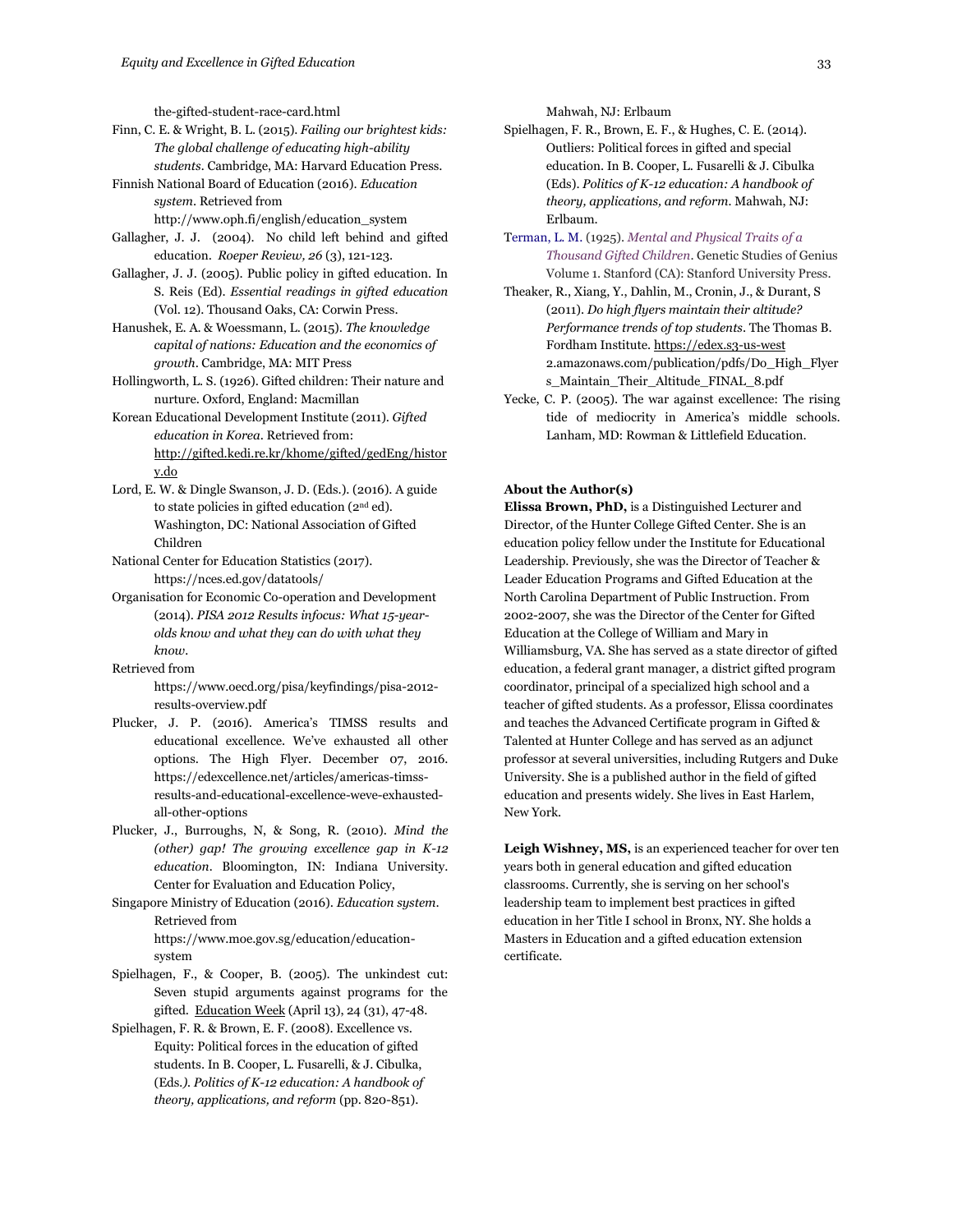the-gifted-student-race-card.html

Finn, C. E. & Wright, B. L. (2015). *Failing our brightest kids: The global challenge of educating high-ability students*. Cambridge, MA: Harvard Education Press.

Finnish National Board of Education (2016). *Education system*. Retrieved from http://www.oph.fi/english/education_system

Gallagher, J. J. (2004). No child left behind and gifted education. *Roeper Review, 26* (3), 121-123.

Gallagher, J. J. (2005). Public policy in gifted education. In S. Reis (Ed). *Essential readings in gifted education* (Vol. 12). Thousand Oaks, CA: Corwin Press.

Hanushek, E. A. & Woessmann, L. (2015). *The knowledge capital of nations: Education and the economics of growth*. Cambridge, MA: MIT Press

Hollingworth, L. S. (1926). Gifted children: Their nature and nurture. Oxford, England: Macmillan

Korean Educational Development Institute (2011). *Gifted education in Korea*. Retrieved from: http://gifted.kedi.re.kr/khome/gifted/gedEng/history.do

Lord, E. W. & Dingle Swanson, J. D. (Eds.). (2016). A guide to state policies in gifted education (2nd ed). Washington, DC: National Association of Gifted Children

National Center for Education Statistics (2017). https://nces.ed.gov/datatools/

Organisation for Economic Co-operation and Development (2014). *PISA 2012 Results infocus: What 15-year-olds know and what they can do with what they know*.

Retrieved from https://www.oecd.org/pisa/keyfindings/pisa-2012-results-overview.pdf

Plucker, J. P. (2016). America's TIMSS results and educational excellence. We've exhausted all other options. The High Flyer. December 07, 2016. https://edexcellence.net/articles/americas-timss-results-and-educational-excellence-weve-exhausted-all-other-options

Plucker, J., Burroughs, N, & Song, R. (2010). *Mind the (other) gap! The growing excellence gap in K-12 education*. Bloomington, IN: Indiana University. Center for Evaluation and Education Policy,

Singapore Ministry of Education (2016). *Education system*. Retrieved from https://www.moe.gov.sg/education/education-system

Spielhagen, F., & Cooper, B. (2005). The unkindest cut: Seven stupid arguments against programs for the gifted. Education Week (April 13), 24 (31), 47-48.

Spielhagen, F. R. & Brown, E. F. (2008). Excellence vs. Equity: Political forces in the education of gifted students. In B. Cooper, L. Fusarelli, & J. Cibulka, (Eds.). *Politics of K-12 education: A handbook of theory, applications, and reform* (pp. 820-851). Mahwah, NJ: Erlbaum

Spielhagen, F. R., Brown, E. F., & Hughes, C. E. (2014). Outliers: Political forces in gifted and special education. In B. Cooper, L. Fusarelli & J. Cibulka (Eds). *Politics of K-12 education: A handbook of theory, applications, and reform*. Mahwah, NJ: Erlbaum.

Terman, L. M. (1925). *Mental and Physical Traits of a Thousand Gifted Children*. Genetic Studies of Genius Volume 1. Stanford (CA): Stanford University Press.

Theaker, R., Xiang, Y., Dahlin, M., Cronin, J., & Durant, S (2011). *Do high flyers maintain their altitude? Performance trends of top students*. The Thomas B. Fordham Institute. https://edex.s3-us-west 2.amazonaws.com/publication/pdfs/Do_High_Flyers_Maintain_Their_Altitude_FINAL_8.pdf

Yecke, C. P. (2005). The war against excellence: The rising tide of mediocrity in America's middle schools. Lanham, MD: Rowman & Littlefield Education.

**About the Author(s)**

**Elissa Brown, PhD,** is a Distinguished Lecturer and Director, of the Hunter College Gifted Center. She is an education policy fellow under the Institute for Educational Leadership. Previously, she was the Director of Teacher & Leader Education Programs and Gifted Education at the North Carolina Department of Public Instruction. From 2002-2007, she was the Director of the Center for Gifted Education at the College of William and Mary in Williamsburg, VA. She has served as a state director of gifted education, a federal grant manager, a district gifted program coordinator, principal of a specialized high school and a teacher of gifted students. As a professor, Elissa coordinates and teaches the Advanced Certificate program in Gifted & Talented at Hunter College and has served as an adjunct professor at several universities, including Rutgers and Duke University. She is a published author in the field of gifted education and presents widely. She lives in East Harlem, New York.

**Leigh Wishney, MS,** is an experienced teacher for over ten years both in general education and gifted education classrooms. Currently, she is serving on her school's leadership team to implement best practices in gifted education in her Title I school in Bronx, NY. She holds a Masters in Education and a gifted education extension certificate.